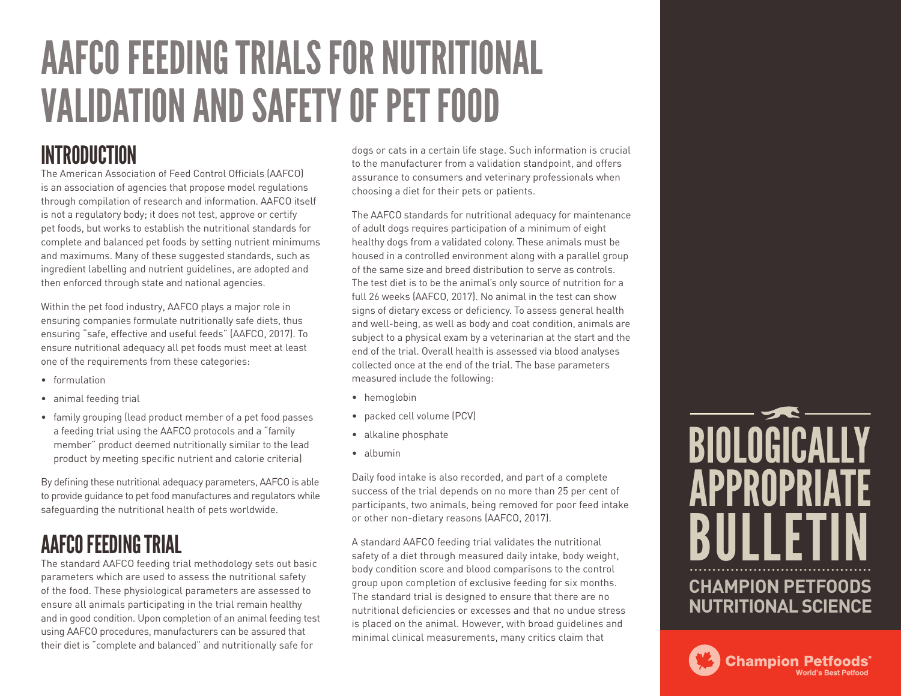# AAFCO FEEDING TRIALS FOR NUTRITIONAL VALIDATION AND SAFETY OF PET FOOD

## INTRODUCTION

The American Association of Feed Control Officials (AAFCO) is an association of agencies that propose model regulations through compilation of research and information. AAFCO itself is not a regulatory body; it does not test, approve or certify pet foods, but works to establish the nutritional standards for complete and balanced pet foods by setting nutrient minimums and maximums. Many of these suggested standards, such as ingredient labelling and nutrient guidelines, are adopted and then enforced through state and national agencies.

Within the pet food industry, AAFCO plays a major role in ensuring companies formulate nutritionally safe diets, thus ensuring "safe, effective and useful feeds" (AAFCO, 2017). To ensure nutritional adequacy all pet foods must meet at least one of the requirements from these categories:

- formulation
- animal feeding trial
- family grouping (lead product member of a pet food passes a feeding trial using the AAFCO protocols and a "family member" product deemed nutritionally similar to the lead product by meeting specific nutrient and calorie criteria)

By defining these nutritional adequacy parameters, AAFCO is able to provide guidance to pet food manufactures and regulators while safeguarding the nutritional health of pets worldwide.

## AAFCO FEEDING TRIAL

The standard AAFCO feeding trial methodology sets out basic parameters which are used to assess the nutritional safety of the food. These physiological parameters are assessed to ensure all animals participating in the trial remain healthy and in good condition. Upon completion of an animal feeding test using AAFCO procedures, manufacturers can be assured that their diet is "complete and balanced" and nutritionally safe for dogs or cats in a certain life stage. Such information is crucial to the manufacturer from a validation standpoint, and offers assurance to consumers and veterinary professionals when choosing a diet for their pets or patients.

The AAFCO standards for nutritional adequacy for maintenance of adult dogs requires participation of a minimum of eight healthy dogs from a validated colony. These animals must be housed in a controlled environment along with a parallel group of the same size and breed distribution to serve as controls. The test diet is to be the animal's only source of nutrition for a full 26 weeks (AAFCO, 2017). No animal in the test can show signs of dietary excess or deficiency. To assess general health and well-being, as well as body and coat condition, animals are subject to a physical exam by a veterinarian at the start and the end of the trial. Overall health is assessed via blood analyses collected once at the end of the trial. The base parameters measured include the following:

- hemoglobin
- packed cell volume (PCV)
- alkaline phosphate
- albumin

Daily food intake is also recorded, and part of a complete success of the trial depends on no more than 25 per cent of participants, two animals, being removed for poor feed intake or other non-dietary reasons (AAFCO, 2017).

A standard AAFCO feeding trial validates the nutritional safety of a diet through measured daily intake, body weight, body condition score and blood comparisons to the control group upon completion of exclusive feeding for six months. The standard trial is designed to ensure that there are no nutritional deficiencies or excesses and that no undue stress is placed on the animal. However, with broad guidelines and minimal clinical measurements, many critics claim that

BIOLOGICALLY APPROPRIATE BULLETIN

CHAMPION PETFOODS NUTRITIONAL SCIENCE

Champion Petfoods® World's Best Petfood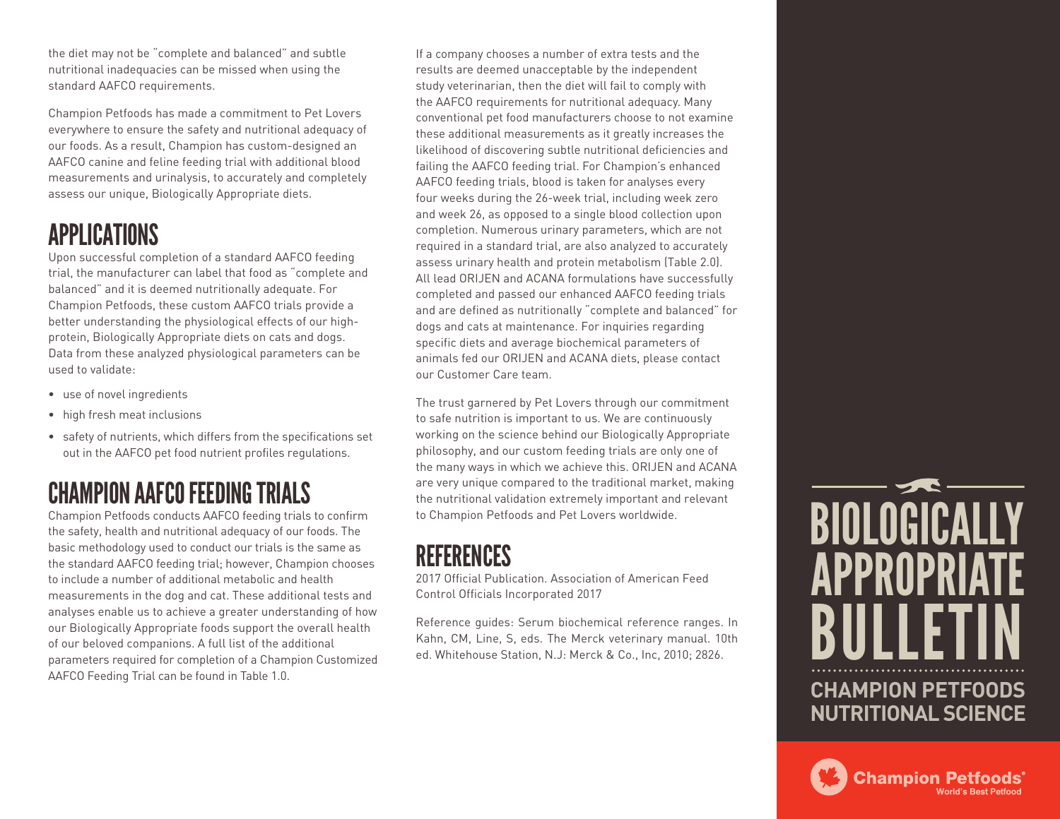the diet may not be "complete and balanced" and subtle nutritional inadequacies can be missed when using the standard AAFCO requirements.

Champion Petfoods has made a commitment to Pet Lovers everywhere to ensure the safety and nutritional adequacy of our foods. As a result, Champion has custom-designed an AAFCO canine and feline feeding trial with additional blood measurements and urinalysis, to accurately and completely assess our unique, Biologically Appropriate diets.

## APPLICATIONS

Upon successful completion of a standard AAFCO feeding trial, the manufacturer can label that food as "complete and balanced" and it is deemed nutritionally adequate. For Champion Petfoods, these custom AAFCO trials provide a better understanding the physiological effects of our high-protein, Biologically Appropriate diets on cats and dogs. Data from these analyzed physiological parameters can be used to validate:

- use of novel ingredients
- high fresh meat inclusions
- safety of nutrients, which differs from the specifications set out in the AAFCO pet food nutrient profiles regulations.

## CHAMPION AAFCO FEEDING TRIALS

Champion Petfoods conducts AAFCO feeding trials to confirm the safety, health and nutritional adequacy of our foods. The basic methodology used to conduct our trials is the same as the standard AAFCO feeding trial; however, Champion chooses to include a number of additional metabolic and health measurements in the dog and cat. These additional tests and analyses enable us to achieve a greater understanding of how our Biologically Appropriate foods support the overall health of our beloved companions. A full list of the additional parameters required for completion of a Champion Customized AAFCO Feeding Trial can be found in Table 1.0.

If a company chooses a number of extra tests and the results are deemed unacceptable by the independent study veterinarian, then the diet will fail to comply with the AAFCO requirements for nutritional adequacy. Many conventional pet food manufacturers choose to not examine these additional measurements as it greatly increases the likelihood of discovering subtle nutritional deficiencies and failing the AAFCO feeding trial. For Champion's enhanced AAFCO feeding trials, blood is taken for analyses every four weeks during the 26-week trial, including week zero and week 26, as opposed to a single blood collection upon completion. Numerous urinary parameters, which are not required in a standard trial, are also analyzed to accurately assess urinary health and protein metabolism (Table 2.0). All lead ORIJEN and ACANA formulations have successfully completed and passed our enhanced AAFCO feeding trials and are defined as nutritionally "complete and balanced" for dogs and cats at maintenance. For inquiries regarding specific diets and average biochemical parameters of animals fed our ORIJEN and ACANA diets, please contact our Customer Care team.

The trust garnered by Pet Lovers through our commitment to safe nutrition is important to us. We are continuously working on the science behind our Biologically Appropriate philosophy, and our custom feeding trials are only one of the many ways in which we achieve this. ORIJEN and ACANA are very unique compared to the traditional market, making the nutritional validation extremely important and relevant to Champion Petfoods and Pet Lovers worldwide.

## REFERENCES

2017 Official Publication. Association of American Feed Control Officials Incorporated 2017

Reference guides: Serum biochemical reference ranges. In Kahn, CM, Line, S, eds. The Merck veterinary manual. 10th ed. Whitehouse Station, N.J: Merck & Co., Inc, 2010; 2826.

# BIOLOGICALLY APPROPRIATE BULLETIN

**CHAMPION PETFOODS NUTRITIONAL SCIENCE**

Champion Petfoods®
World's Best Petfood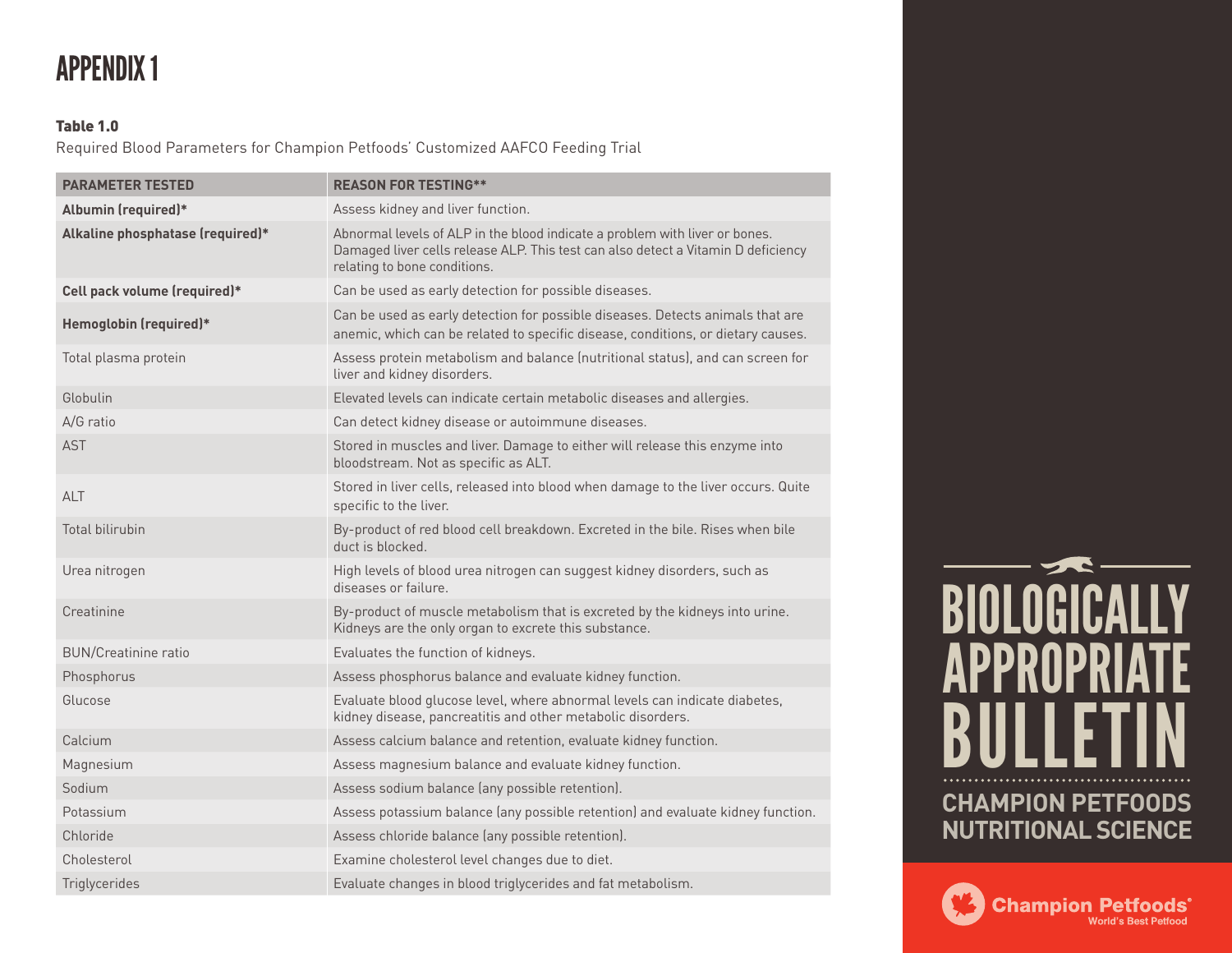# APPENDIX 1

**Table 1.0**

Required Blood Parameters for Champion Petfoods' Customized AAFCO Feeding Trial

| PARAMETER TESTED | REASON FOR TESTING** |
|---|---|
| **Albumin (required)*** | Assess kidney and liver function. |
| **Alkaline phosphatase (required)*** | Abnormal levels of ALP in the blood indicate a problem with liver or bones. Damaged liver cells release ALP. This test can also detect a Vitamin D deficiency relating to bone conditions. |
| **Cell pack volume (required)*** | Can be used as early detection for possible diseases. |
| **Hemoglobin (required)*** | Can be used as early detection for possible diseases. Detects animals that are anemic, which can be related to specific disease, conditions, or dietary causes. |
| Total plasma protein | Assess protein metabolism and balance (nutritional status), and can screen for liver and kidney disorders. |
| Globulin | Elevated levels can indicate certain metabolic diseases and allergies. |
| A/G ratio | Can detect kidney disease or autoimmune diseases. |
| AST | Stored in muscles and liver. Damage to either will release this enzyme into bloodstream. Not as specific as ALT. |
| ALT | Stored in liver cells, released into blood when damage to the liver occurs. Quite specific to the liver. |
| Total bilirubin | By-product of red blood cell breakdown. Excreted in the bile. Rises when bile duct is blocked. |
| Urea nitrogen | High levels of blood urea nitrogen can suggest kidney disorders, such as diseases or failure. |
| Creatinine | By-product of muscle metabolism that is excreted by the kidneys into urine. Kidneys are the only organ to excrete this substance. |
| BUN/Creatinine ratio | Evaluates the function of kidneys. |
| Phosphorus | Assess phosphorus balance and evaluate kidney function. |
| Glucose | Evaluate blood glucose level, where abnormal levels can indicate diabetes, kidney disease, pancreatitis and other metabolic disorders. |
| Calcium | Assess calcium balance and retention, evaluate kidney function. |
| Magnesium | Assess magnesium balance and evaluate kidney function. |
| Sodium | Assess sodium balance (any possible retention). |
| Potassium | Assess potassium balance (any possible retention) and evaluate kidney function. |
| Chloride | Assess chloride balance (any possible retention). |
| Cholesterol | Examine cholesterol level changes due to diet. |
| Triglycerides | Evaluate changes in blood triglycerides and fat metabolism. |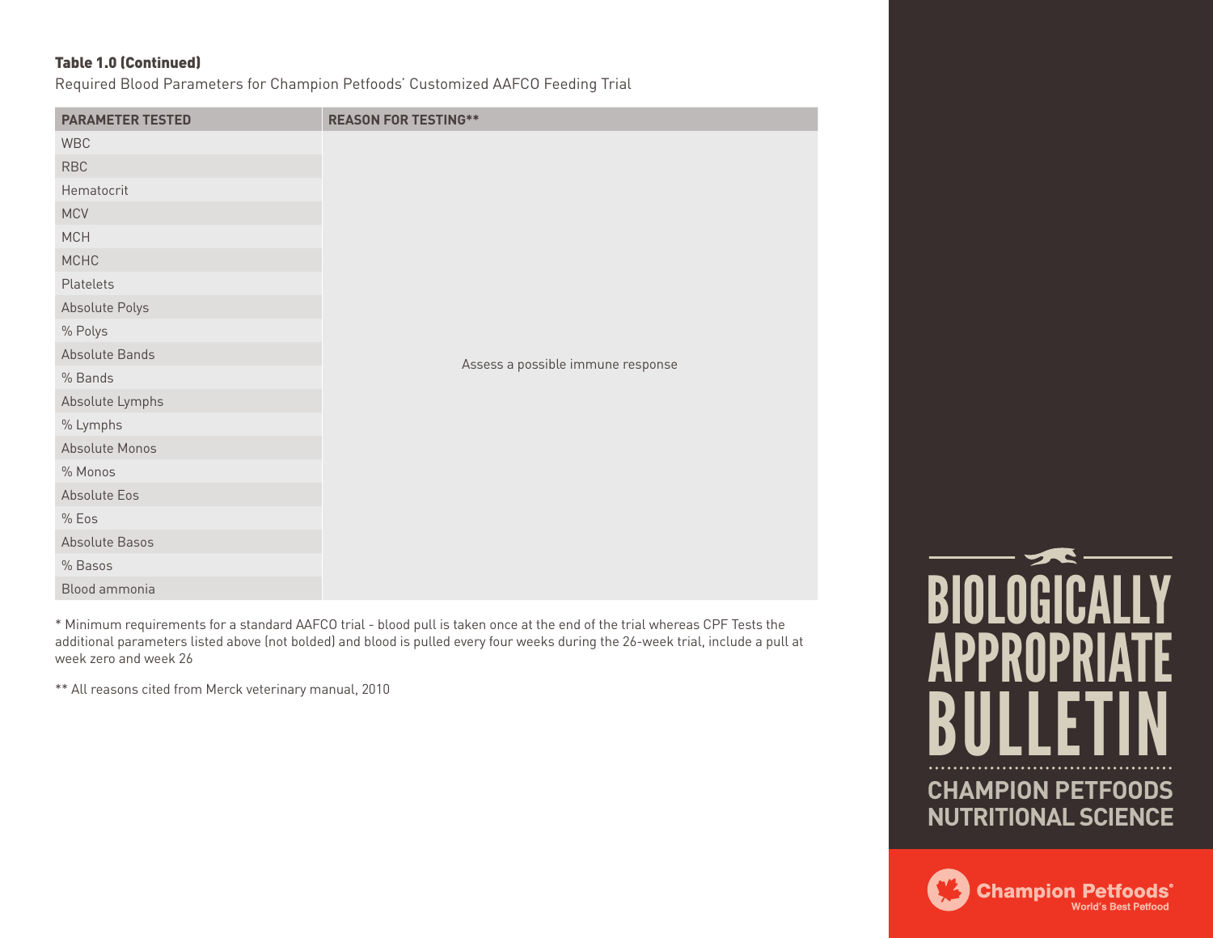**Table 1.0 (Continued)**

Required Blood Parameters for Champion Petfoods' Customized AAFCO Feeding Trial

| PARAMETER TESTED | REASON FOR TESTING** |
| --- | --- |
| WBC | Assess a possible immune response |
| RBC | |
| Hematocrit | |
| MCV | |
| MCH | |
| MCHC | |
| Platelets | |
| Absolute Polys | |
| % Polys | |
| Absolute Bands | |
| % Bands | |
| Absolute Lymphs | |
| % Lymphs | |
| Absolute Monos | |
| % Monos | |
| Absolute Eos | |
| % Eos | |
| Absolute Basos | |
| % Basos | |
| Blood ammonia | |

* Minimum requirements for a standard AAFCO trial - blood pull is taken once at the end of the trial whereas CPF Tests the additional parameters listed above (not bolded) and blood is pulled every four weeks during the 26-week trial, include a pull at week zero and week 26

** All reasons cited from Merck veterinary manual, 2010

BIOLOGICALLY APPROPRIATE BULLETIN

CHAMPION PETFOODS NUTRITIONAL SCIENCE

Champion Petfoods® World's Best Petfood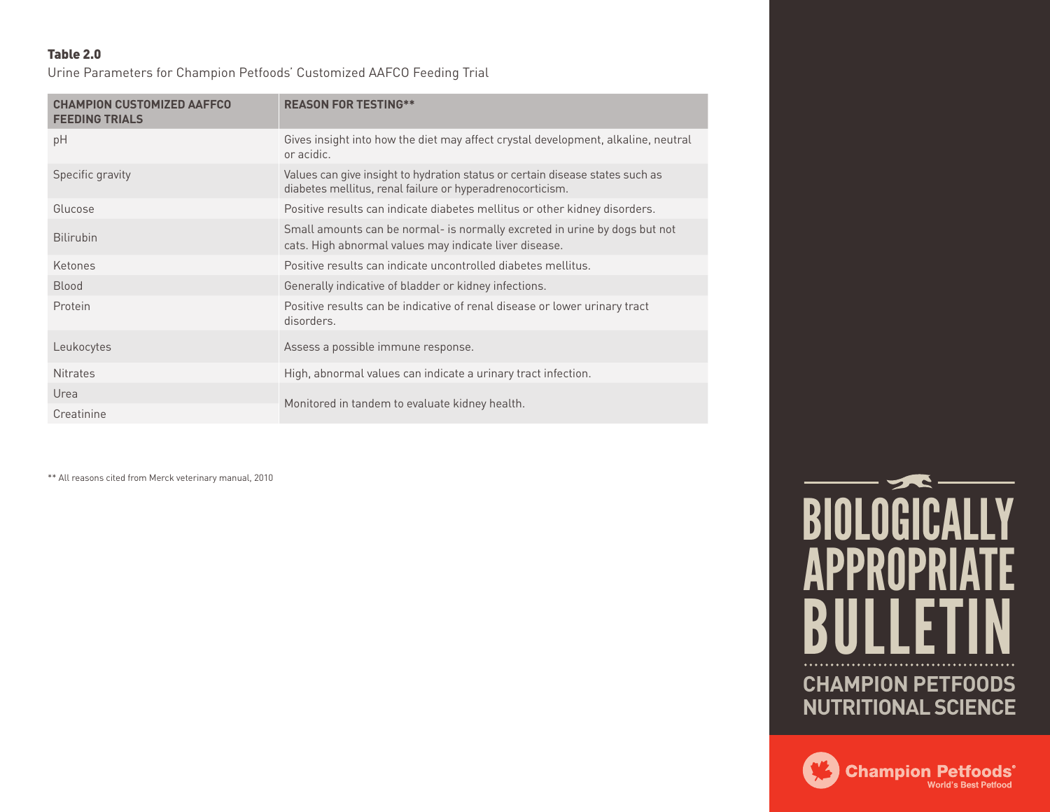**Table 2.0**

Urine Parameters for Champion Petfoods' Customized AAFCO Feeding Trial

| CHAMPION CUSTOMIZED AAFFCO FEEDING TRIALS | REASON FOR TESTING** |
|---|---|
| pH | Gives insight into how the diet may affect crystal development, alkaline, neutral or acidic. |
| Specific gravity | Values can give insight to hydration status or certain disease states such as diabetes mellitus, renal failure or hyperadrenocorticism. |
| Glucose | Positive results can indicate diabetes mellitus or other kidney disorders. |
| Bilirubin | Small amounts can be normal- is normally excreted in urine by dogs but not cats. High abnormal values may indicate liver disease. |
| Ketones | Positive results can indicate uncontrolled diabetes mellitus. |
| Blood | Generally indicative of bladder or kidney infections. |
| Protein | Positive results can be indicative of renal disease or lower urinary tract disorders. |
| Leukocytes | Assess a possible immune response. |
| Nitrates | High, abnormal values can indicate a urinary tract infection. |
| Urea | Monitored in tandem to evaluate kidney health. |
| Creatinine | |

** All reasons cited from Merck veterinary manual, 2010

BIOLOGICALLY APPROPRIATE BULLETIN

CHAMPION PETFOODS NUTRITIONAL SCIENCE

Champion Petfoods® World's Best Petfood